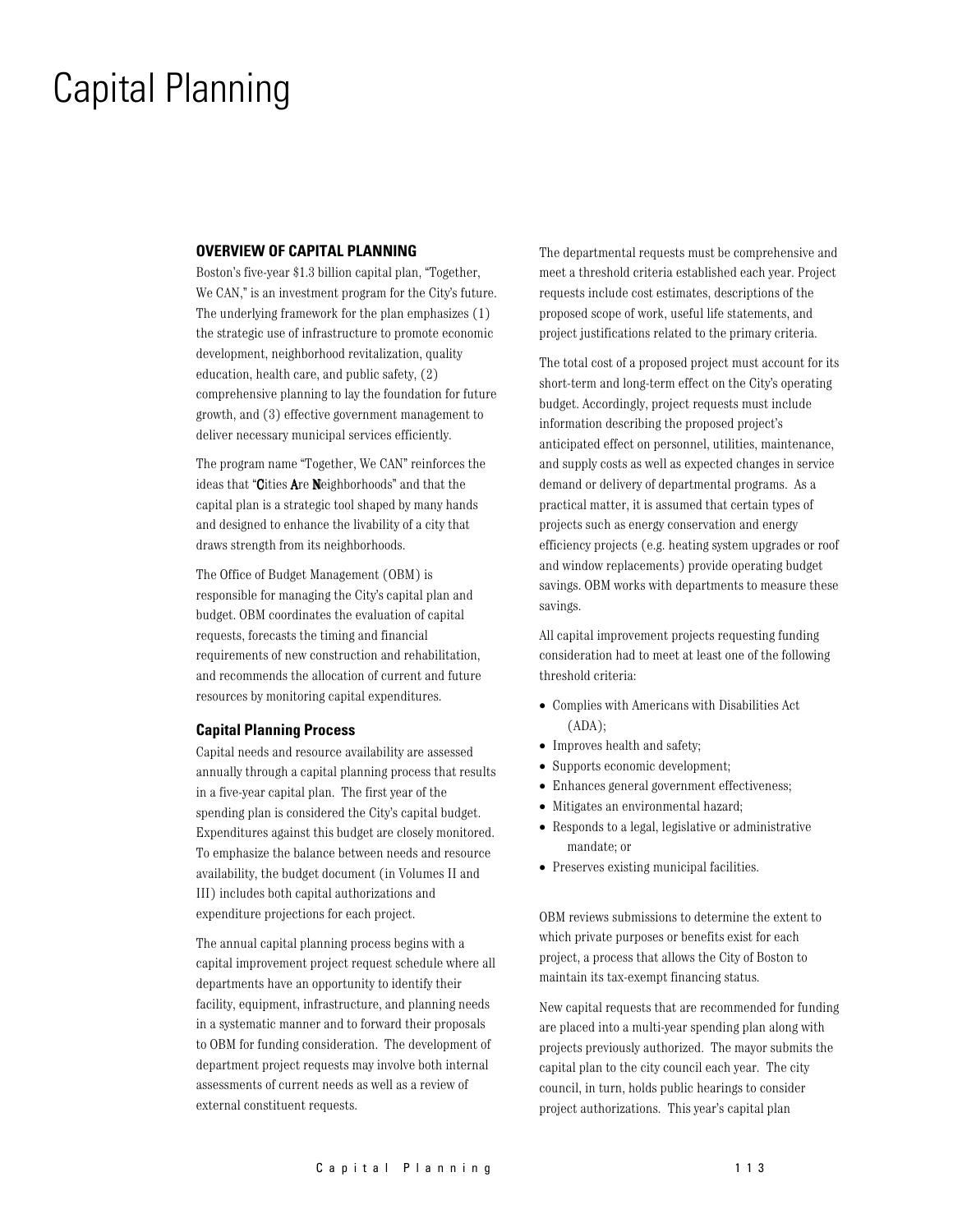# Capital Planning

## OVERVIEW OF CAPITAL PLANNING

Boston's five-year $1.3 billion capital plan, "Together, We CAN," is an investment program for the City's future. The underlying framework for the plan emphasizes (1) the strategic use of infrastructure to promote economic development, neighborhood revitalization, quality education, health care, and public safety, (2) comprehensive planning to lay the foundation for future growth, and (3) effective government management to deliver necessary municipal services efficiently.

The program name "Together, We CAN" reinforces the ideas that "**C**ities **A**re **N**eighborhoods" and that the capital plan is a strategic tool shaped by many hands and designed to enhance the livability of a city that draws strength from its neighborhoods.

The Office of Budget Management (OBM) is responsible for managing the City's capital plan and budget. OBM coordinates the evaluation of capital requests, forecasts the timing and financial requirements of new construction and rehabilitation, and recommends the allocation of current and future resources by monitoring capital expenditures.

### Capital Planning Process

Capital needs and resource availability are assessed annually through a capital planning process that results in a five-year capital plan. The first year of the spending plan is considered the City's capital budget. Expenditures against this budget are closely monitored. To emphasize the balance between needs and resource availability, the budget document (in Volumes II and III) includes both capital authorizations and expenditure projections for each project.

The annual capital planning process begins with a capital improvement project request schedule where all departments have an opportunity to identify their facility, equipment, infrastructure, and planning needs in a systematic manner and to forward their proposals to OBM for funding consideration. The development of department project requests may involve both internal assessments of current needs as well as a review of external constituent requests.

The departmental requests must be comprehensive and meet a threshold criteria established each year. Project requests include cost estimates, descriptions of the proposed scope of work, useful life statements, and project justifications related to the primary criteria.

The total cost of a proposed project must account for its short-term and long-term effect on the City's operating budget. Accordingly, project requests must include information describing the proposed project's anticipated effect on personnel, utilities, maintenance, and supply costs as well as expected changes in service demand or delivery of departmental programs. As a practical matter, it is assumed that certain types of projects such as energy conservation and energy efficiency projects (e.g. heating system upgrades or roof and window replacements) provide operating budget savings. OBM works with departments to measure these savings.

All capital improvement projects requesting funding consideration had to meet at least one of the following threshold criteria:

- Complies with Americans with Disabilities Act (ADA);
- Improves health and safety;
- Supports economic development;
- Enhances general government effectiveness;
- Mitigates an environmental hazard;
- Responds to a legal, legislative or administrative mandate; or
- Preserves existing municipal facilities.

OBM reviews submissions to determine the extent to which private purposes or benefits exist for each project, a process that allows the City of Boston to maintain its tax-exempt financing status.

New capital requests that are recommended for funding are placed into a multi-year spending plan along with projects previously authorized. The mayor submits the capital plan to the city council each year. The city council, in turn, holds public hearings to consider project authorizations. This year's capital plan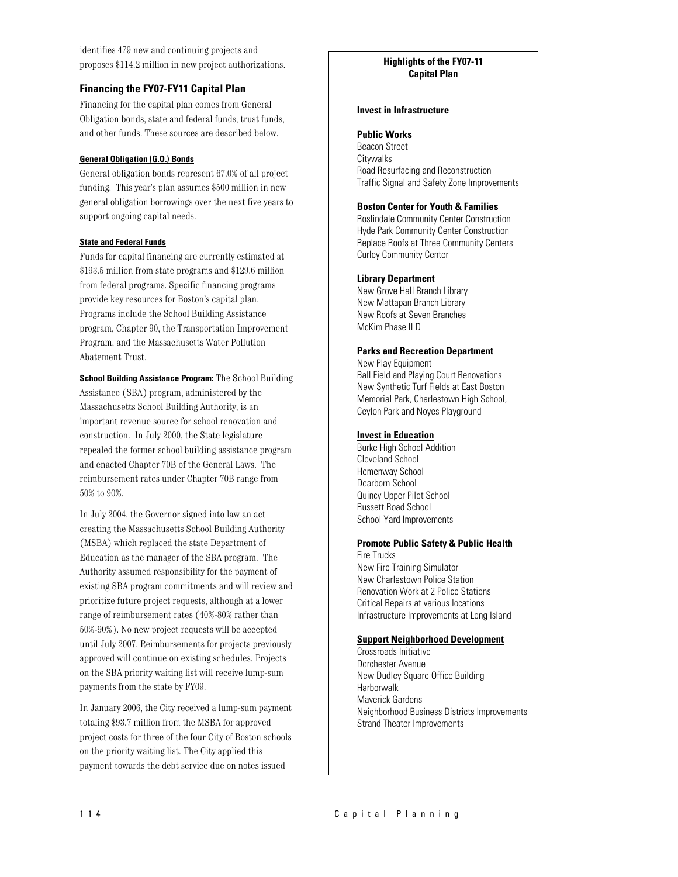identifies 479 new and continuing projects and proposes $114.2 million in new project authorizations.

## Financing the FY07-FY11 Capital Plan

Financing for the capital plan comes from General Obligation bonds, state and federal funds, trust funds, and other funds. These sources are described below.

#### General Obligation (G.O.) Bonds

General obligation bonds represent 67.0% of all project funding. This year's plan assumes $500 million in new general obligation borrowings over the next five years to support ongoing capital needs.

#### State and Federal Funds

Funds for capital financing are currently estimated at $193.5 million from state programs and $129.6 million from federal programs. Specific financing programs provide key resources for Boston's capital plan. Programs include the School Building Assistance program, Chapter 90, the Transportation Improvement Program, and the Massachusetts Water Pollution Abatement Trust.

**School Building Assistance Program:** The School Building Assistance (SBA) program, administered by the Massachusetts School Building Authority, is an important revenue source for school renovation and construction. In July 2000, the State legislature repealed the former school building assistance program and enacted Chapter 70B of the General Laws. The reimbursement rates under Chapter 70B range from 50% to 90%.

In July 2004, the Governor signed into law an act creating the Massachusetts School Building Authority (MSBA) which replaced the state Department of Education as the manager of the SBA program. The Authority assumed responsibility for the payment of existing SBA program commitments and will review and prioritize future project requests, although at a lower range of reimbursement rates (40%-80% rather than 50%-90%). No new project requests will be accepted until July 2007. Reimbursements for projects previously approved will continue on existing schedules. Projects on the SBA priority waiting list will receive lump-sum payments from the state by FY09.

In January 2006, the City received a lump-sum payment totaling $93.7 million from the MSBA for approved project costs for three of the four City of Boston schools on the priority waiting list. The City applied this payment towards the debt service due on notes issued

**Highlights of the FY07-11 Capital Plan**

**Invest in Infrastructure**

**Public Works**
Beacon Street
Citywalks
Road Resurfacing and Reconstruction
Traffic Signal and Safety Zone Improvements

**Boston Center for Youth & Families**
Roslindale Community Center Construction
Hyde Park Community Center Construction
Replace Roofs at Three Community Centers
Curley Community Center

**Library Department**
New Grove Hall Branch Library
New Mattapan Branch Library
New Roofs at Seven Branches
McKim Phase II D

**Parks and Recreation Department**
New Play Equipment
Ball Field and Playing Court Renovations
New Synthetic Turf Fields at East Boston Memorial Park, Charlestown High School, Ceylon Park and Noyes Playground

**Invest in Education**
Burke High School Addition
Cleveland School
Hemenway School
Dearborn School
Quincy Upper Pilot School
Russett Road School
School Yard Improvements

**Promote Public Safety & Public Health**
Fire Trucks
New Fire Training Simulator
New Charlestown Police Station
Renovation Work at 2 Police Stations
Critical Repairs at various locations
Infrastructure Improvements at Long Island

**Support Neighborhood Development**
Crossroads Initiative
Dorchester Avenue
New Dudley Square Office Building
Harborwalk
Maverick Gardens
Neighborhood Business Districts Improvements
Strand Theater Improvements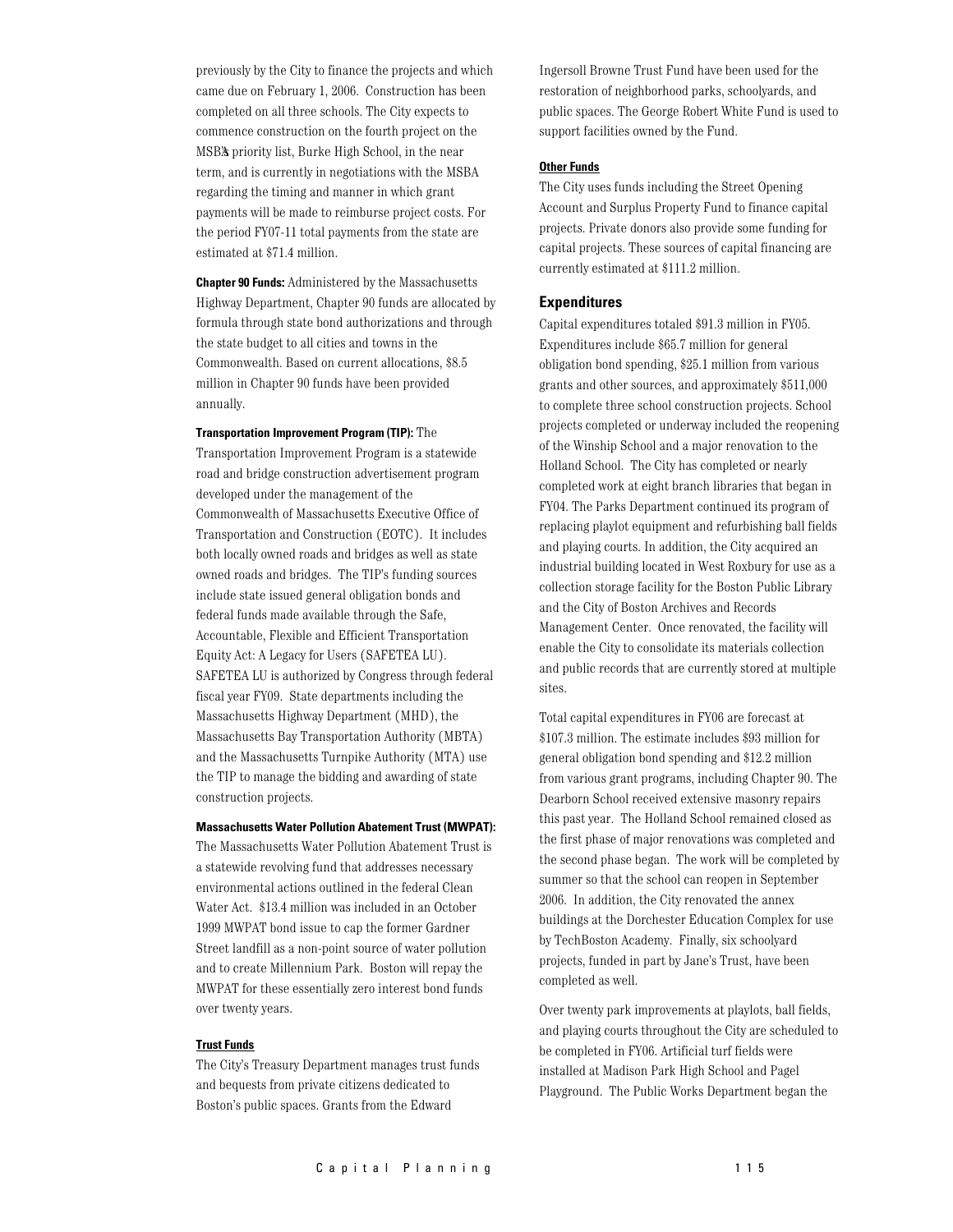previously by the City to finance the projects and which came due on February 1, 2006. Construction has been completed on all three schools. The City expects to commence construction on the fourth project on the MSBA's priority list, Burke High School, in the near term, and is currently in negotiations with the MSBA regarding the timing and manner in which grant payments will be made to reimburse project costs. For the period FY07-11 total payments from the state are estimated at $71.4 million.

**Chapter 90 Funds:** Administered by the Massachusetts Highway Department, Chapter 90 funds are allocated by formula through state bond authorizations and through the state budget to all cities and towns in the Commonwealth. Based on current allocations, $8.5 million in Chapter 90 funds have been provided annually.

**Transportation Improvement Program (TIP):** The Transportation Improvement Program is a statewide road and bridge construction advertisement program developed under the management of the Commonwealth of Massachusetts Executive Office of Transportation and Construction (EOTC). It includes both locally owned roads and bridges as well as state owned roads and bridges. The TIP's funding sources include state issued general obligation bonds and federal funds made available through the Safe, Accountable, Flexible and Efficient Transportation Equity Act: A Legacy for Users (SAFETEA LU). SAFETEA LU is authorized by Congress through federal fiscal year FY09. State departments including the Massachusetts Highway Department (MHD), the Massachusetts Bay Transportation Authority (MBTA) and the Massachusetts Turnpike Authority (MTA) use the TIP to manage the bidding and awarding of state construction projects.

**Massachusetts Water Pollution Abatement Trust (MWPAT):** The Massachusetts Water Pollution Abatement Trust is a statewide revolving fund that addresses necessary environmental actions outlined in the federal Clean Water Act. $13.4 million was included in an October 1999 MWPAT bond issue to cap the former Gardner Street landfill as a non-point source of water pollution and to create Millennium Park. Boston will repay the MWPAT for these essentially zero interest bond funds over twenty years.

**Trust Funds**

The City's Treasury Department manages trust funds and bequests from private citizens dedicated to Boston's public spaces. Grants from the Edward Ingersoll Browne Trust Fund have been used for the restoration of neighborhood parks, schoolyards, and public spaces. The George Robert White Fund is used to support facilities owned by the Fund.

**Other Funds**

The City uses funds including the Street Opening Account and Surplus Property Fund to finance capital projects. Private donors also provide some funding for capital projects. These sources of capital financing are currently estimated at $111.2 million.

## Expenditures

Capital expenditures totaled $91.3 million in FY05. Expenditures include $65.7 million for general obligation bond spending, $25.1 million from various grants and other sources, and approximately $511,000 to complete three school construction projects. School projects completed or underway included the reopening of the Winship School and a major renovation to the Holland School. The City has completed or nearly completed work at eight branch libraries that began in FY04. The Parks Department continued its program of replacing playlot equipment and refurbishing ball fields and playing courts. In addition, the City acquired an industrial building located in West Roxbury for use as a collection storage facility for the Boston Public Library and the City of Boston Archives and Records Management Center. Once renovated, the facility will enable the City to consolidate its materials collection and public records that are currently stored at multiple sites.

Total capital expenditures in FY06 are forecast at $107.3 million. The estimate includes $93 million for general obligation bond spending and $12.2 million from various grant programs, including Chapter 90. The Dearborn School received extensive masonry repairs this past year. The Holland School remained closed as the first phase of major renovations was completed and the second phase began. The work will be completed by summer so that the school can reopen in September 2006. In addition, the City renovated the annex buildings at the Dorchester Education Complex for use by TechBoston Academy. Finally, six schoolyard projects, funded in part by Jane's Trust, have been completed as well.

Over twenty park improvements at playlots, ball fields, and playing courts throughout the City are scheduled to be completed in FY06. Artificial turf fields were installed at Madison Park High School and Pagel Playground. The Public Works Department began the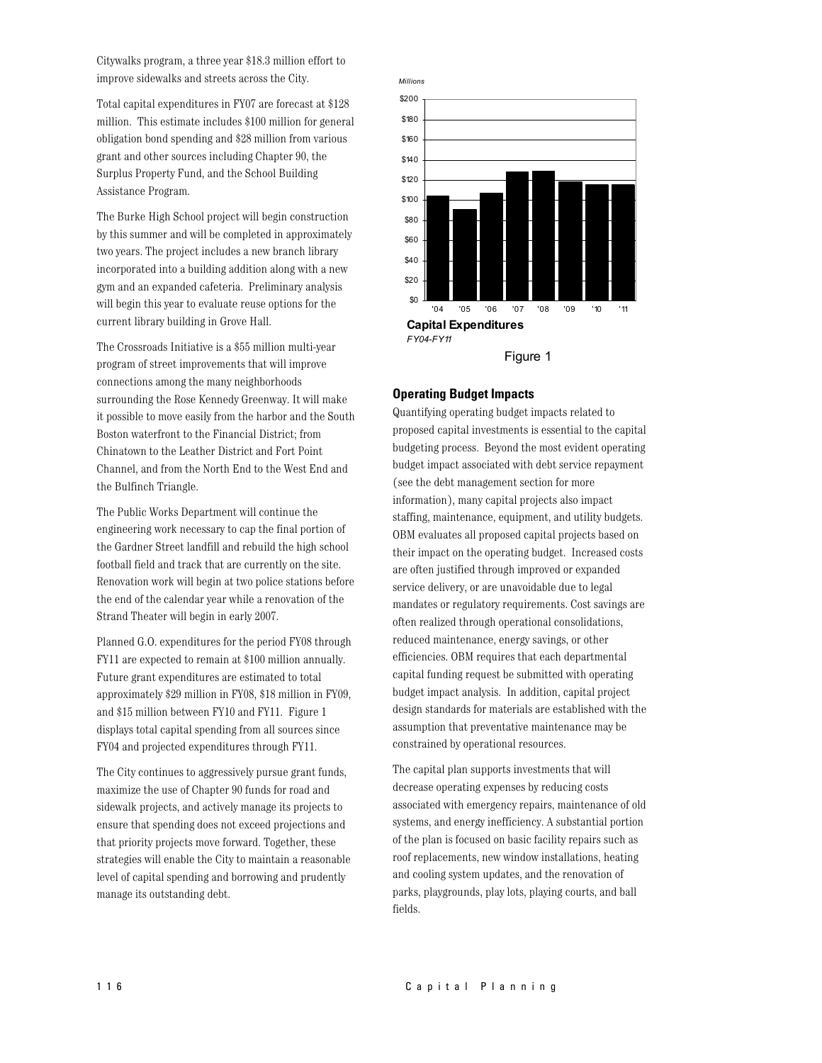Citywalks program, a three year $18.3 million effort to improve sidewalks and streets across the City.

Total capital expenditures in FY07 are forecast at $128 million. This estimate includes $100 million for general obligation bond spending and $28 million from various grant and other sources including Chapter 90, the Surplus Property Fund, and the School Building Assistance Program.

The Burke High School project will begin construction by this summer and will be completed in approximately two years. The project includes a new branch library incorporated into a building addition along with a new gym and an expanded cafeteria. Preliminary analysis will begin this year to evaluate reuse options for the current library building in Grove Hall.

The Crossroads Initiative is a $55 million multi-year program of street improvements that will improve connections among the many neighborhoods surrounding the Rose Kennedy Greenway. It will make it possible to move easily from the harbor and the South Boston waterfront to the Financial District; from Chinatown to the Leather District and Fort Point Channel, and from the North End to the West End and the Bulfinch Triangle.

The Public Works Department will continue the engineering work necessary to cap the final portion of the Gardner Street landfill and rebuild the high school football field and track that are currently on the site. Renovation work will begin at two police stations before the end of the calendar year while a renovation of the Strand Theater will begin in early 2007.

Planned G.O. expenditures for the period FY08 through FY11 are expected to remain at $100 million annually. Future grant expenditures are estimated to total approximately $29 million in FY08, $18 million in FY09, and $15 million between FY10 and FY11. Figure 1 displays total capital spending from all sources since FY04 and projected expenditures through FY11.

The City continues to aggressively pursue grant funds, maximize the use of Chapter 90 funds for road and sidewalk projects, and actively manage its projects to ensure that spending does not exceed projections and that priority projects move forward. Together, these strategies will enable the City to maintain a reasonable level of capital spending and borrowing and prudently manage its outstanding debt.

*Millions*

| '04 | '05 | '06 | '07 | '08 | '09 | '10 | '11 |
|---|---|---|---|---|---|---|---|

**Capital Expenditures**
*FY04-FY11*

Figure 1

### Operating Budget Impacts

Quantifying operating budget impacts related to proposed capital investments is essential to the capital budgeting process. Beyond the most evident operating budget impact associated with debt service repayment (see the debt management section for more information), many capital projects also impact staffing, maintenance, equipment, and utility budgets. OBM evaluates all proposed capital projects based on their impact on the operating budget. Increased costs are often justified through improved or expanded service delivery, or are unavoidable due to legal mandates or regulatory requirements. Cost savings are often realized through operational consolidations, reduced maintenance, energy savings, or other efficiencies. OBM requires that each departmental capital funding request be submitted with operating budget impact analysis. In addition, capital project design standards for materials are established with the assumption that preventative maintenance may be constrained by operational resources.

The capital plan supports investments that will decrease operating expenses by reducing costs associated with emergency repairs, maintenance of old systems, and energy inefficiency. A substantial portion of the plan is focused on basic facility repairs such as roof replacements, new window installations, heating and cooling system updates, and the renovation of parks, playgrounds, play lots, playing courts, and ball fields.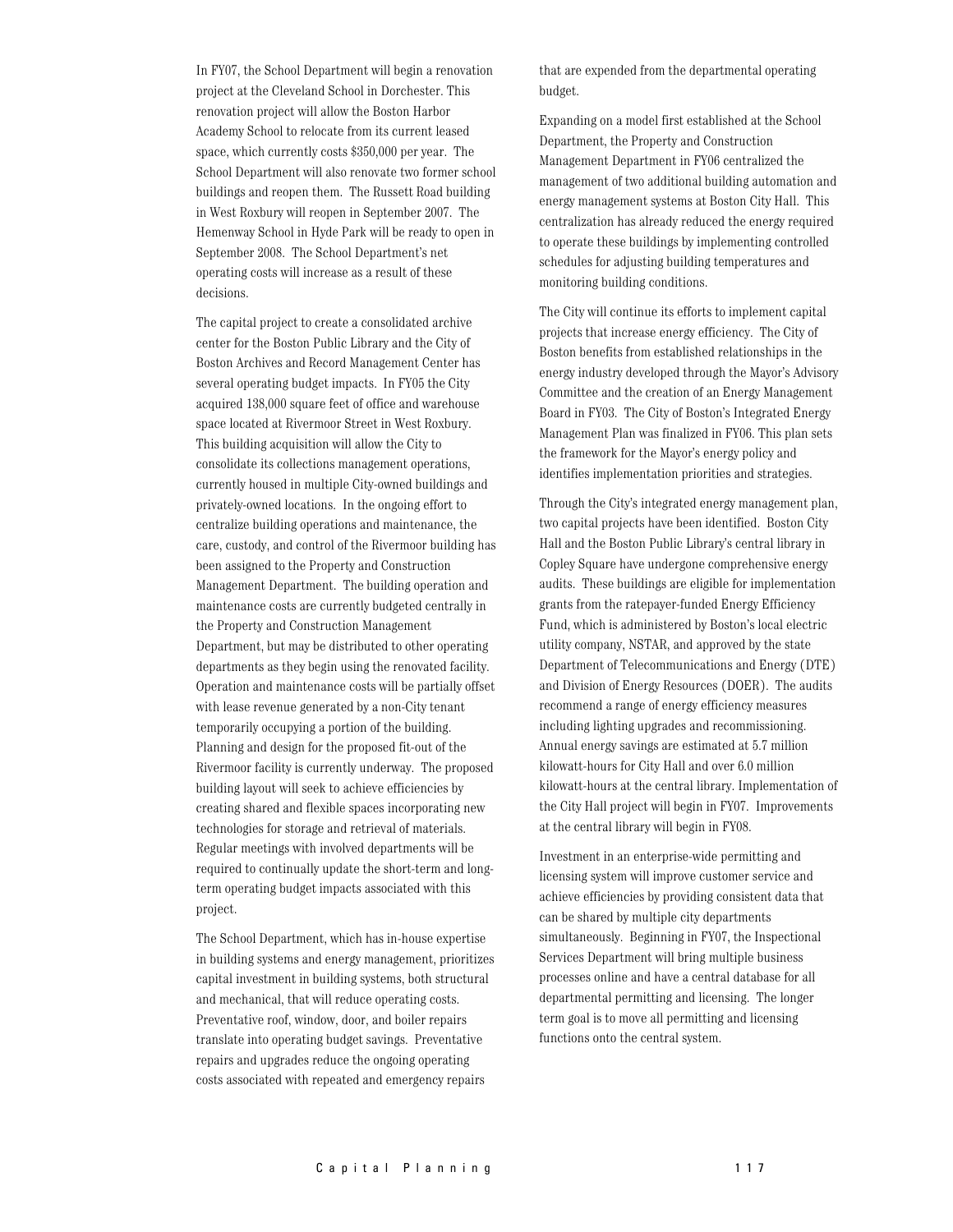In FY07, the School Department will begin a renovation project at the Cleveland School in Dorchester. This renovation project will allow the Boston Harbor Academy School to relocate from its current leased space, which currently costs $350,000 per year. The School Department will also renovate two former school buildings and reopen them. The Russett Road building in West Roxbury will reopen in September 2007. The Hemenway School in Hyde Park will be ready to open in September 2008. The School Department's net operating costs will increase as a result of these decisions.

The capital project to create a consolidated archive center for the Boston Public Library and the City of Boston Archives and Record Management Center has several operating budget impacts. In FY05 the City acquired 138,000 square feet of office and warehouse space located at Rivermoor Street in West Roxbury. This building acquisition will allow the City to consolidate its collections management operations, currently housed in multiple City-owned buildings and privately-owned locations. In the ongoing effort to centralize building operations and maintenance, the care, custody, and control of the Rivermoor building has been assigned to the Property and Construction Management Department. The building operation and maintenance costs are currently budgeted centrally in the Property and Construction Management Department, but may be distributed to other operating departments as they begin using the renovated facility. Operation and maintenance costs will be partially offset with lease revenue generated by a non-City tenant temporarily occupying a portion of the building. Planning and design for the proposed fit-out of the Rivermoor facility is currently underway. The proposed building layout will seek to achieve efficiencies by creating shared and flexible spaces incorporating new technologies for storage and retrieval of materials. Regular meetings with involved departments will be required to continually update the short-term and long-term operating budget impacts associated with this project.

The School Department, which has in-house expertise in building systems and energy management, prioritizes capital investment in building systems, both structural and mechanical, that will reduce operating costs. Preventative roof, window, door, and boiler repairs translate into operating budget savings. Preventative repairs and upgrades reduce the ongoing operating costs associated with repeated and emergency repairs that are expended from the departmental operating budget.

Expanding on a model first established at the School Department, the Property and Construction Management Department in FY06 centralized the management of two additional building automation and energy management systems at Boston City Hall. This centralization has already reduced the energy required to operate these buildings by implementing controlled schedules for adjusting building temperatures and monitoring building conditions.

The City will continue its efforts to implement capital projects that increase energy efficiency. The City of Boston benefits from established relationships in the energy industry developed through the Mayor's Advisory Committee and the creation of an Energy Management Board in FY03. The City of Boston's Integrated Energy Management Plan was finalized in FY06. This plan sets the framework for the Mayor's energy policy and identifies implementation priorities and strategies.

Through the City's integrated energy management plan, two capital projects have been identified. Boston City Hall and the Boston Public Library's central library in Copley Square have undergone comprehensive energy audits. These buildings are eligible for implementation grants from the ratepayer-funded Energy Efficiency Fund, which is administered by Boston's local electric utility company, NSTAR, and approved by the state Department of Telecommunications and Energy (DTE) and Division of Energy Resources (DOER). The audits recommend a range of energy efficiency measures including lighting upgrades and recommissioning. Annual energy savings are estimated at 5.7 million kilowatt-hours for City Hall and over 6.0 million kilowatt-hours at the central library. Implementation of the City Hall project will begin in FY07. Improvements at the central library will begin in FY08.

Investment in an enterprise-wide permitting and licensing system will improve customer service and achieve efficiencies by providing consistent data that can be shared by multiple city departments simultaneously. Beginning in FY07, the Inspectional Services Department will bring multiple business processes online and have a central database for all departmental permitting and licensing. The longer term goal is to move all permitting and licensing functions onto the central system.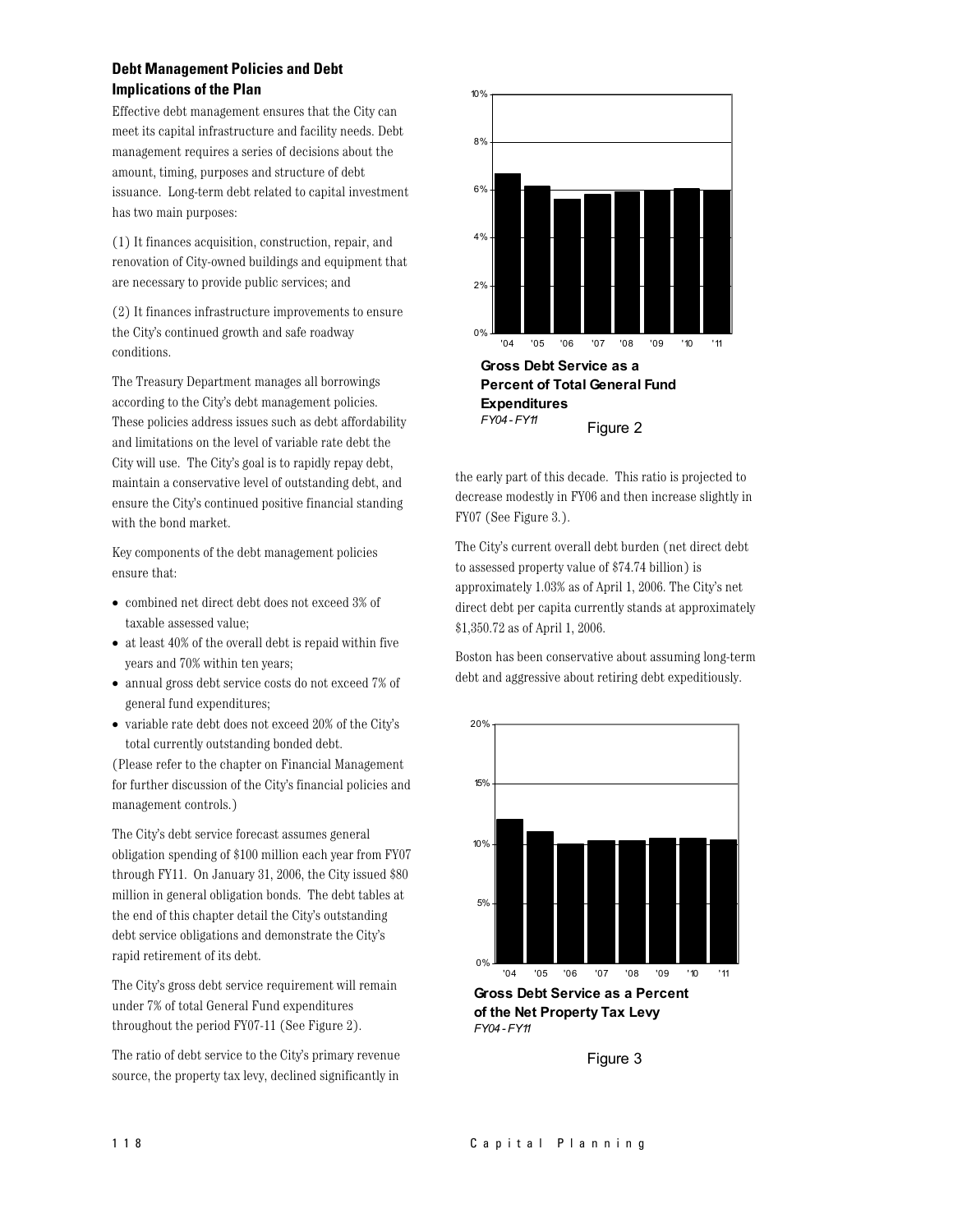## Debt Management Policies and Debt Implications of the Plan

Effective debt management ensures that the City can meet its capital infrastructure and facility needs. Debt management requires a series of decisions about the amount, timing, purposes and structure of debt issuance. Long-term debt related to capital investment has two main purposes:

(1) It finances acquisition, construction, repair, and renovation of City-owned buildings and equipment that are necessary to provide public services; and

(2) It finances infrastructure improvements to ensure the City's continued growth and safe roadway conditions.

The Treasury Department manages all borrowings according to the City's debt management policies. These policies address issues such as debt affordability and limitations on the level of variable rate debt the City will use. The City's goal is to rapidly repay debt, maintain a conservative level of outstanding debt, and ensure the City's continued positive financial standing with the bond market.

Key components of the debt management policies ensure that:

- combined net direct debt does not exceed 3% of taxable assessed value;
- at least 40% of the overall debt is repaid within five years and 70% within ten years;
- annual gross debt service costs do not exceed 7% of general fund expenditures;
- variable rate debt does not exceed 20% of the City's total currently outstanding bonded debt.

(Please refer to the chapter on Financial Management for further discussion of the City's financial policies and management controls.)

The City's debt service forecast assumes general obligation spending of $100 million each year from FY07 through FY11. On January 31, 2006, the City issued $80 million in general obligation bonds. The debt tables at the end of this chapter detail the City's outstanding debt service obligations and demonstrate the City's rapid retirement of its debt.

The City's gross debt service requirement will remain under 7% of total General Fund expenditures throughout the period FY07-11 (See Figure 2).

**Gross Debt Service as a Percent of Total General Fund Expenditures**
*FY04 - FY11*

Figure 2

The ratio of debt service to the City's primary revenue source, the property tax levy, declined significantly in the early part of this decade. This ratio is projected to decrease modestly in FY06 and then increase slightly in FY07 (See Figure 3.).

The City's current overall debt burden (net direct debt to assessed property value of $74.74 billion) is approximately 1.03% as of April 1, 2006. The City's net direct debt per capita currently stands at approximately $1,350.72 as of April 1, 2006.

Boston has been conservative about assuming long-term debt and aggressive about retiring debt expeditiously.

**Gross Debt Service as a Percent of the Net Property Tax Levy**
*FY04 - FY11*

Figure 3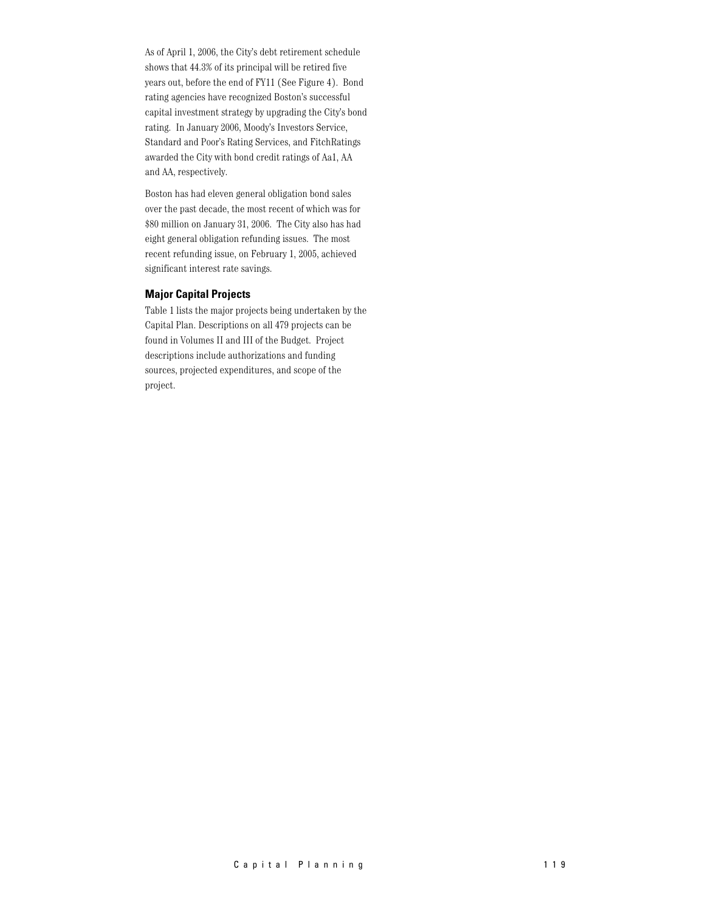As of April 1, 2006, the City's debt retirement schedule shows that 44.3% of its principal will be retired five years out, before the end of FY11 (See Figure 4). Bond rating agencies have recognized Boston's successful capital investment strategy by upgrading the City's bond rating. In January 2006, Moody's Investors Service, Standard and Poor's Rating Services, and FitchRatings awarded the City with bond credit ratings of Aa1, AA and AA, respectively.

Boston has had eleven general obligation bond sales over the past decade, the most recent of which was for $80 million on January 31, 2006. The City also has had eight general obligation refunding issues. The most recent refunding issue, on February 1, 2005, achieved significant interest rate savings.

### Major Capital Projects

Table 1 lists the major projects being undertaken by the Capital Plan. Descriptions on all 479 projects can be found in Volumes II and III of the Budget. Project descriptions include authorizations and funding sources, projected expenditures, and scope of the project.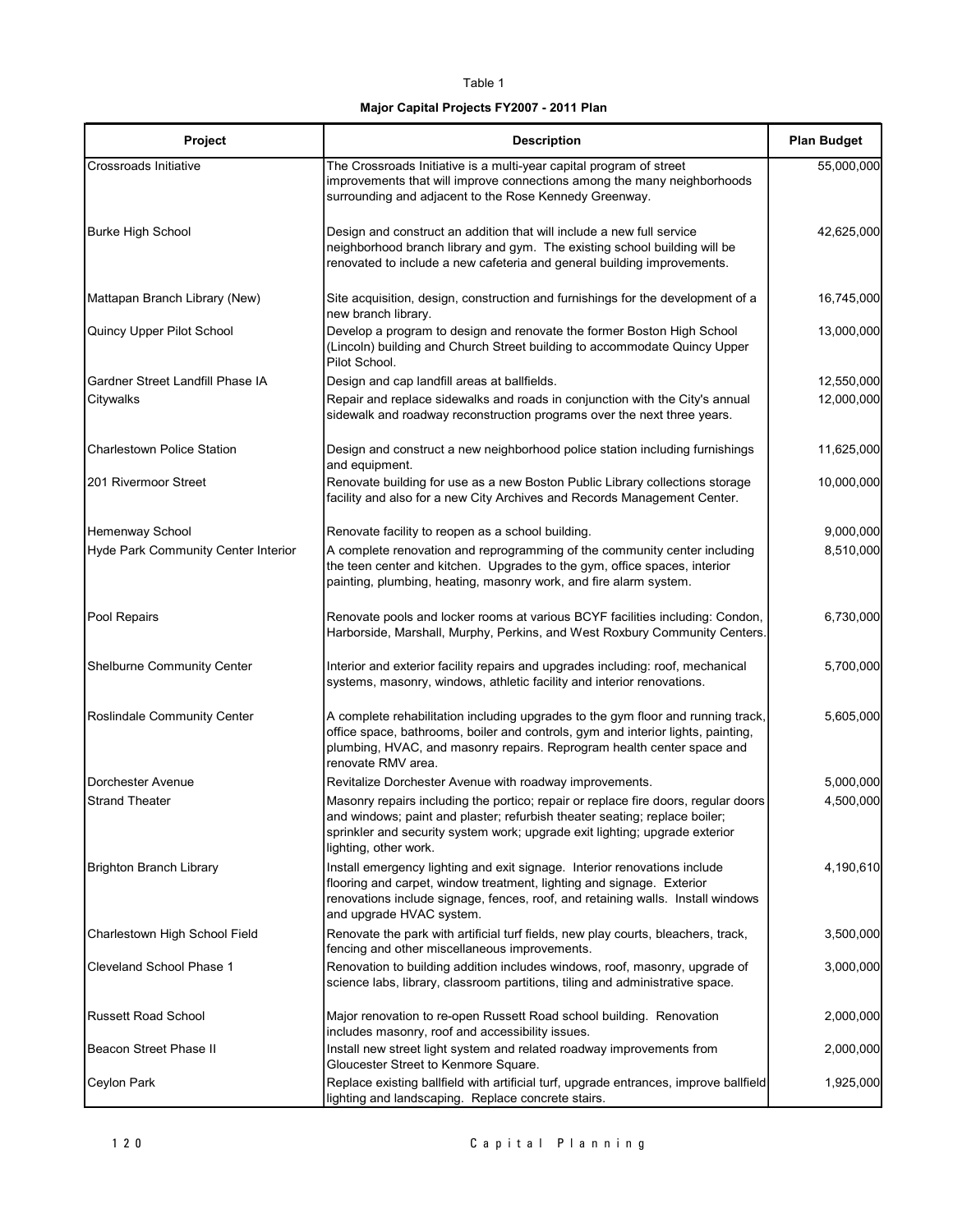Table 1

**Major Capital Projects FY2007 - 2011 Plan**

| Project | Description | Plan Budget |
|---|---|---|
| Crossroads Initiative | The Crossroads Initiative is a multi-year capital program of street improvements that will improve connections among the many neighborhoods surrounding and adjacent to the Rose Kennedy Greenway. | 55,000,000 |
| Burke High School | Design and construct an addition that will include a new full service neighborhood branch library and gym. The existing school building will be renovated to include a new cafeteria and general building improvements. | 42,625,000 |
| Mattapan Branch Library (New) | Site acquisition, design, construction and furnishings for the development of a new branch library. | 16,745,000 |
| Quincy Upper Pilot School | Develop a program to design and renovate the former Boston High School (Lincoln) building and Church Street building to accommodate Quincy Upper Pilot School. | 13,000,000 |
| Gardner Street Landfill Phase IA | Design and cap landfill areas at ballfields. | 12,550,000 |
| Citywalks | Repair and replace sidewalks and roads in conjunction with the City's annual sidewalk and roadway reconstruction programs over the next three years. | 12,000,000 |
| Charlestown Police Station | Design and construct a new neighborhood police station including furnishings and equipment. | 11,625,000 |
| 201 Rivermoor Street | Renovate building for use as a new Boston Public Library collections storage facility and also for a new City Archives and Records Management Center. | 10,000,000 |
| Hemenway School | Renovate facility to reopen as a school building. | 9,000,000 |
| Hyde Park Community Center Interior | A complete renovation and reprogramming of the community center including the teen center and kitchen. Upgrades to the gym, office spaces, interior painting, plumbing, heating, masonry work, and fire alarm system. | 8,510,000 |
| Pool Repairs | Renovate pools and locker rooms at various BCYF facilities including: Condon, Harborside, Marshall, Murphy, Perkins, and West Roxbury Community Centers. | 6,730,000 |
| Shelburne Community Center | Interior and exterior facility repairs and upgrades including: roof, mechanical systems, masonry, windows, athletic facility and interior renovations. | 5,700,000 |
| Roslindale Community Center | A complete rehabilitation including upgrades to the gym floor and running track, office space, bathrooms, boiler and controls, gym and interior lights, painting, plumbing, HVAC, and masonry repairs. Reprogram health center space and renovate RMV area. | 5,605,000 |
| Dorchester Avenue | Revitalize Dorchester Avenue with roadway improvements. | 5,000,000 |
| Strand Theater | Masonry repairs including the portico; repair or replace fire doors, regular doors and windows; paint and plaster; refurbish theater seating; replace boiler; sprinkler and security system work; upgrade exit lighting; upgrade exterior lighting, other work. | 4,500,000 |
| Brighton Branch Library | Install emergency lighting and exit signage. Interior renovations include flooring and carpet, window treatment, lighting and signage. Exterior renovations include signage, fences, roof, and retaining walls. Install windows and upgrade HVAC system. | 4,190,610 |
| Charlestown High School Field | Renovate the park with artificial turf fields, new play courts, bleachers, track, fencing and other miscellaneous improvements. | 3,500,000 |
| Cleveland School Phase 1 | Renovation to building addition includes windows, roof, masonry, upgrade of science labs, library, classroom partitions, tiling and administrative space. | 3,000,000 |
| Russett Road School | Major renovation to re-open Russett Road school building. Renovation includes masonry, roof and accessibility issues. | 2,000,000 |
| Beacon Street Phase II | Install new street light system and related roadway improvements from Gloucester Street to Kenmore Square. | 2,000,000 |
| Ceylon Park | Replace existing ballfield with artificial turf, upgrade entrances, improve ballfield lighting and landscaping. Replace concrete stairs. | 1,925,000 |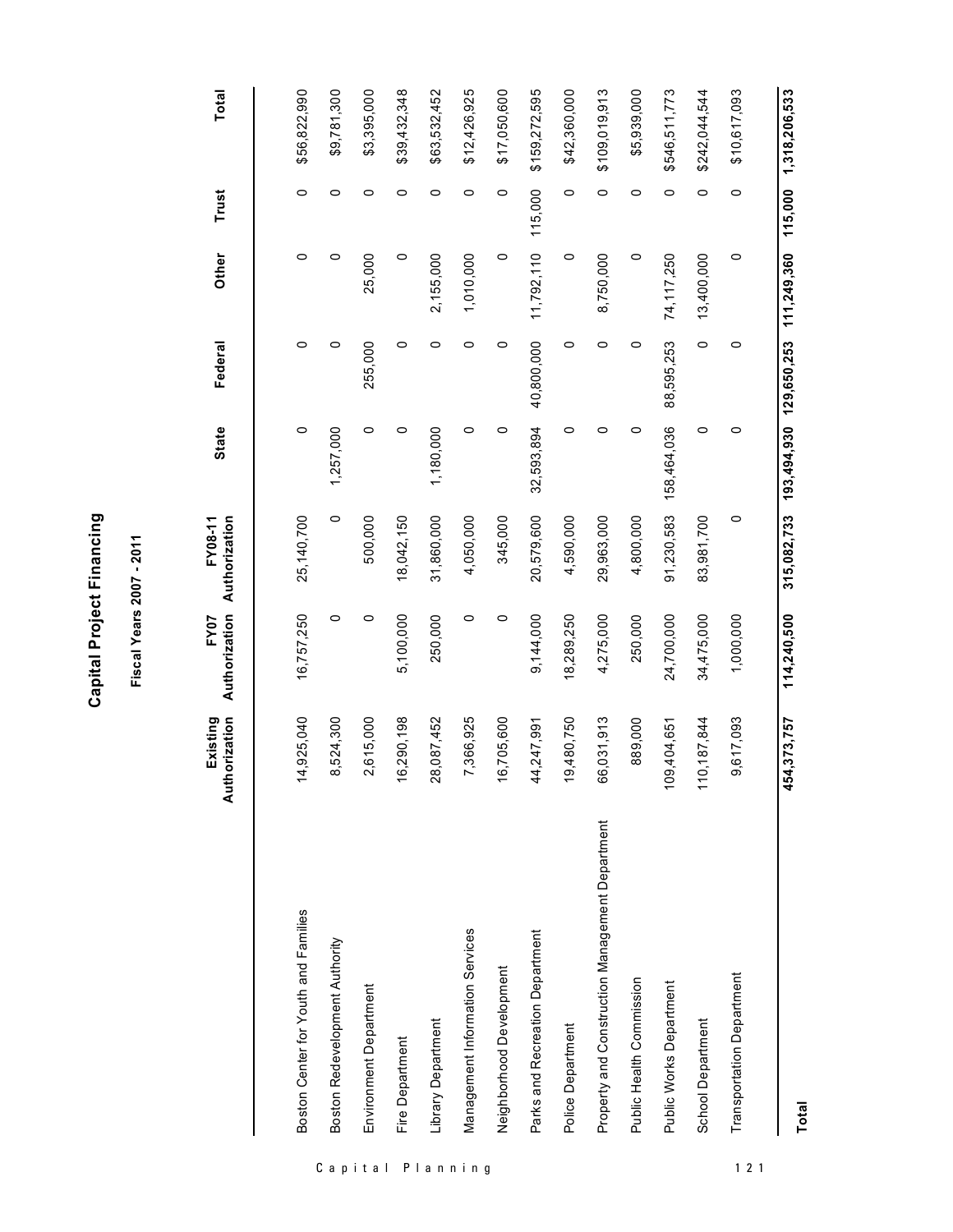# Capital Project Financing

## Fiscal Years 2007 - 2011

| | Existing Authorization | FY07 Authorization | FY08-11 Authorization | State | Federal | Other | Trust | Total |
|---|---|---|---|---|---|---|---|---|
| Boston Center for Youth and Families | 14,925,040 | 16,757,250 | 25,140,700 | 0 | 0 | 0 | 0 | $56,822,990 |
| Boston Redevelopment Authority | 8,524,300 | 0 | 0 | 1,257,000 | 0 | 0 | 0 | $9,781,300 |
| Environment Department | 2,615,000 | 0 | 500,000 | 0 | 255,000 | 25,000 | 0 | $3,395,000 |
| Fire Department | 16,290,198 | 5,100,000 | 18,042,150 | 0 | 0 | 0 | 0 | $39,432,348 |
| Library Department | 28,087,452 | 250,000 | 31,860,000 | 1,180,000 | 0 | 2,155,000 | 0 | $63,532,452 |
| Management Information Services | 7,366,925 | 0 | 4,050,000 | 0 | 0 | 1,010,000 | 0 | $12,426,925 |
| Neighborhood Development | 16,705,600 | 0 | 345,000 | 0 | 0 | 0 | 0 | $17,050,600 |
| Parks and Recreation Department | 44,247,991 | 9,144,000 | 20,579,600 | 32,593,894 | 40,800,000 | 11,792,110 | 115,000 | $159,272,595 |
| Police Department | 19,480,750 | 18,289,250 | 4,590,000 | 0 | 0 | 0 | 0 | $42,360,000 |
| Property and Construction Management Department | 66,031,913 | 4,275,000 | 29,963,000 | 0 | 0 | 8,750,000 | 0 | $109,019,913 |
| Public Health Commission | 889,000 | 250,000 | 4,800,000 | 0 | 0 | 0 | 0 | $5,939,000 |
| Public Works Department | 109,404,651 | 24,700,000 | 91,230,583 | 158,464,036 | 88,595,253 | 74,117,250 | 0 | $546,511,773 |
| School Department | 110,187,844 | 34,475,000 | 83,981,700 | 0 | 0 | 13,400,000 | 0 | $242,044,544 |
| Transportation Department | 9,617,093 | 1,000,000 | 0 | 0 | 0 | 0 | 0 | $10,617,093 |
| **Total** | **454,373,757** | **114,240,500** | **315,082,733** | **193,494,930** | **129,650,253** | **111,249,360** | **115,000** | **1,318,206,533** |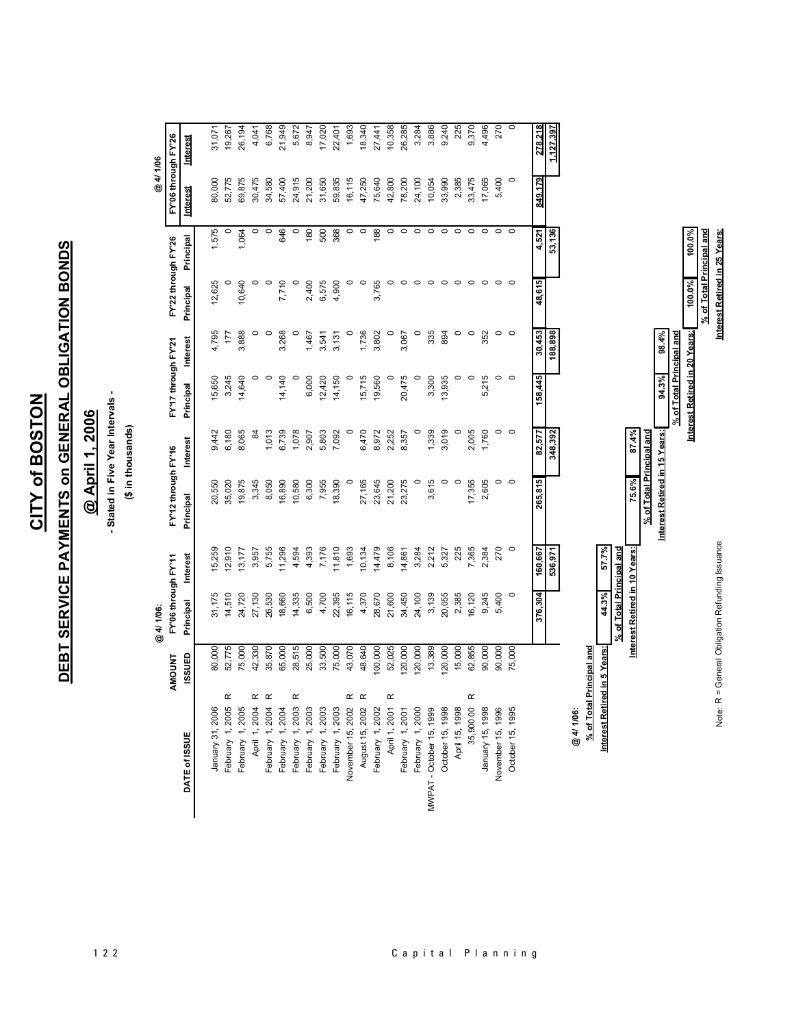# CITY of BOSTON

## DEBT SERVICE PAYMENTS on GENERAL OBLIGATION BONDS

## @ April 1, 2006

### - Stated in Five Year Intervals -

### ($ in thousands)

| DATE of ISSUE | | AMOUNT ISSUED | @ 4/ 1/06: FY'06 through FY'11 Principal | Interest | FY'12 through FY'16 Principal | Interest | FY'17 through FY'21 Principal | Interest | FY'22 through FY'26 Principal | Interest | @ 4/ 1/06 FY'06 through FY'26 Principal | Interest |
|---|---|---|---|---|---|---|---|---|---|---|---|---|
| January 31, 2006 | | 80,000 | 31,175 | 15,259 | 20,550 | 9,442 | 15,650 | 4,795 | 12,625 | 1,575 | 80,000 | 31,071 |
| February 1, 2005 | R | 52,775 | 14,510 | 12,910 | 35,020 | 6,180 | 3,245 | 177 | 0 | 0 | 52,775 | 19,267 |
| February 1, 2005 | | 75,000 | 24,720 | 13,177 | 19,875 | 8,065 | 14,640 | 3,888 | 10,640 | 1,064 | 69,875 | 26,194 |
| April 1, 2004 | R | 42,330 | 27,130 | 3,957 | 3,345 | 84 | 0 | 0 | 0 | 0 | 30,475 | 4,041 |
| February 1, 2004 | R | 35,870 | 26,530 | 5,755 | 8,050 | 1,013 | 0 | 0 | 0 | 0 | 34,580 | 6,768 |
| February 1, 2004 | | 65,000 | 18,660 | 11,296 | 16,890 | 6,739 | 14,140 | 3,268 | 7,710 | 646 | 57,400 | 21,949 |
| February 1, 2003 | R | 28,515 | 14,335 | 4,594 | 10,580 | 1,078 | 0 | 0 | 0 | 0 | 24,915 | 5,672 |
| February 1, 2003 | | 25,000 | 6,500 | 4,393 | 6,300 | 2,907 | 6,000 | 1,467 | 2,400 | 180 | 21,200 | 8,947 |
| February 1, 2003 | | 33,500 | 4,700 | 7,176 | 7,955 | 5,803 | 12,420 | 3,541 | 6,575 | 500 | 31,650 | 17,020 |
| February 1, 2003 | | 75,000 | 22,395 | 11,810 | 18,390 | 7,092 | 14,150 | 3,131 | 4,900 | 368 | 59,835 | 22,401 |
| November 15, 2002 | R | 43,070 | 16,115 | 1,693 | 0 | 0 | 0 | 0 | 0 | 0 | 16,115 | 1,693 |
| August 15, 2002 | R | 48,640 | 4,370 | 10,134 | 27,165 | 6,470 | 15,715 | 1,736 | 0 | 0 | 47,250 | 18,340 |
| February 1, 2002 | | 100,000 | 28,670 | 14,479 | 23,645 | 8,972 | 19,560 | 3,802 | 3,765 | 188 | 75,640 | 27,441 |
| April 1, 2001 | R | 52,025 | 21,600 | 8,106 | 21,200 | 2,252 | 0 | 0 | 0 | 0 | 42,800 | 10,358 |
| February 1, 2001 | | 120,000 | 34,450 | 14,861 | 23,275 | 8,357 | 20,475 | 3,067 | 0 | 0 | 78,200 | 26,285 |
| February 1, 2000 | | 120,000 | 24,100 | 3,284 | 0 | 0 | 0 | 0 | 0 | 0 | 24,100 | 3,284 |
| MWPAT - October 15, 1999 | | 13,389 | 3,139 | 2,212 | 3,615 | 1,339 | 3,300 | 335 | 0 | 0 | 10,054 | 3,886 |
| October 15, 1998 | | 120,000 | 20,055 | 5,327 | 0 | 3,019 | 13,935 | 894 | 0 | 0 | 33,990 | 9,240 |
| April 15, 1998 | | 15,000 | 2,385 | 225 | 0 | 0 | 0 | 0 | 0 | 0 | 2,385 | 225 |
| 35,900.00 | R | 62,855 | 16,120 | 7,365 | 17,355 | 2,005 | 0 | 0 | 0 | 0 | 33,475 | 9,370 |
| January 15, 1998 | | 90,000 | 9,245 | 2,384 | 2,605 | 1,760 | 5,215 | 352 | 0 | 0 | 17,065 | 4,496 |
| November 15, 1996 | | 90,000 | 5,400 | 270 | 0 | 0 | 0 | 0 | 0 | 0 | 5,400 | 270 |
| October 15, 1995 | | 75,000 | 0 | 0 | 0 | 0 | 0 | 0 | 0 | 0 | 0 | 0 |
| | | | 376,304 | 160,667 | 265,815 | 82,577 | 158,445 | 30,453 | 48,615 | 4,521 | 849,179 | 278,218 |
| | | | | 536,971 | | 348,392 | | 188,898 | | 53,136 | | 1,127,397 |

**@ 4/ 1/06:**

| % of Total Principal and Interest Retired in | Principal | Interest |
|---|---|---|
| 5 Years: | 44.3% | 57.7% |
| 10 Years: | 75.6% | 87.4% |
| 15 Years: | 94.3% | 98.4% |
| 20 Years: | 100.0% | 100.0% |
| 25 Years: | | |

Note: R = General Obligation Refunding Issuance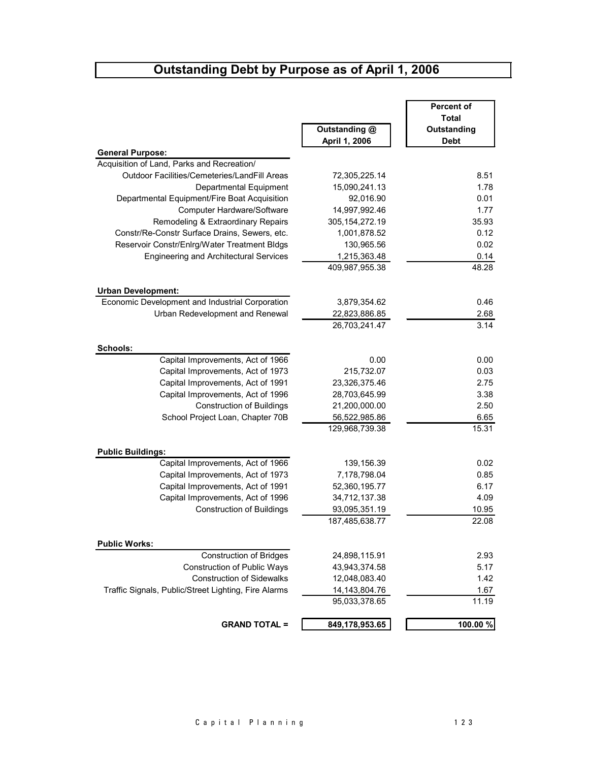# Outstanding Debt by Purpose as of April 1, 2006

| | Outstanding @ April 1, 2006 | Percent of Total Outstanding Debt |
|---|---|---|
| **General Purpose:** | | |
| Acquisition of Land, Parks and Recreation/ Outdoor Facilities/Cemeteries/LandFill Areas | 72,305,225.14 | 8.51 |
| Departmental Equipment | 15,090,241.13 | 1.78 |
| Departmental Equipment/Fire Boat Acquisition | 92,016.90 | 0.01 |
| Computer Hardware/Software | 14,997,992.46 | 1.77 |
| Remodeling & Extraordinary Repairs | 305,154,272.19 | 35.93 |
| Constr/Re-Constr Surface Drains, Sewers, etc. | 1,001,878.52 | 0.12 |
| Reservoir Constr/Enlrg/Water Treatment Bldgs | 130,965.56 | 0.02 |
| Engineering and Architectural Services | 1,215,363.48 | 0.14 |
| | 409,987,955.38 | 48.28 |
| **Urban Development:** | | |
| Economic Development and Industrial Corporation | 3,879,354.62 | 0.46 |
| Urban Redevelopment and Renewal | 22,823,886.85 | 2.68 |
| | 26,703,241.47 | 3.14 |
| **Schools:** | | |
| Capital Improvements, Act of 1966 | 0.00 | 0.00 |
| Capital Improvements, Act of 1973 | 215,732.07 | 0.03 |
| Capital Improvements, Act of 1991 | 23,326,375.46 | 2.75 |
| Capital Improvements, Act of 1996 | 28,703,645.99 | 3.38 |
| Construction of Buildings | 21,200,000.00 | 2.50 |
| School Project Loan, Chapter 70B | 56,522,985.86 | 6.65 |
| | 129,968,739.38 | 15.31 |
| **Public Buildings:** | | |
| Capital Improvements, Act of 1966 | 139,156.39 | 0.02 |
| Capital Improvements, Act of 1973 | 7,178,798.04 | 0.85 |
| Capital Improvements, Act of 1991 | 52,360,195.77 | 6.17 |
| Capital Improvements, Act of 1996 | 34,712,137.38 | 4.09 |
| Construction of Buildings | 93,095,351.19 | 10.95 |
| | 187,485,638.77 | 22.08 |
| **Public Works:** | | |
| Construction of Bridges | 24,898,115.91 | 2.93 |
| Construction of Public Ways | 43,943,374.58 | 5.17 |
| Construction of Sidewalks | 12,048,083.40 | 1.42 |
| Traffic Signals, Public/Street Lighting, Fire Alarms | 14,143,804.76 | 1.67 |
| | 95,033,378.65 | 11.19 |
| **GRAND TOTAL =** | **849,178,953.65** | **100.00 %** |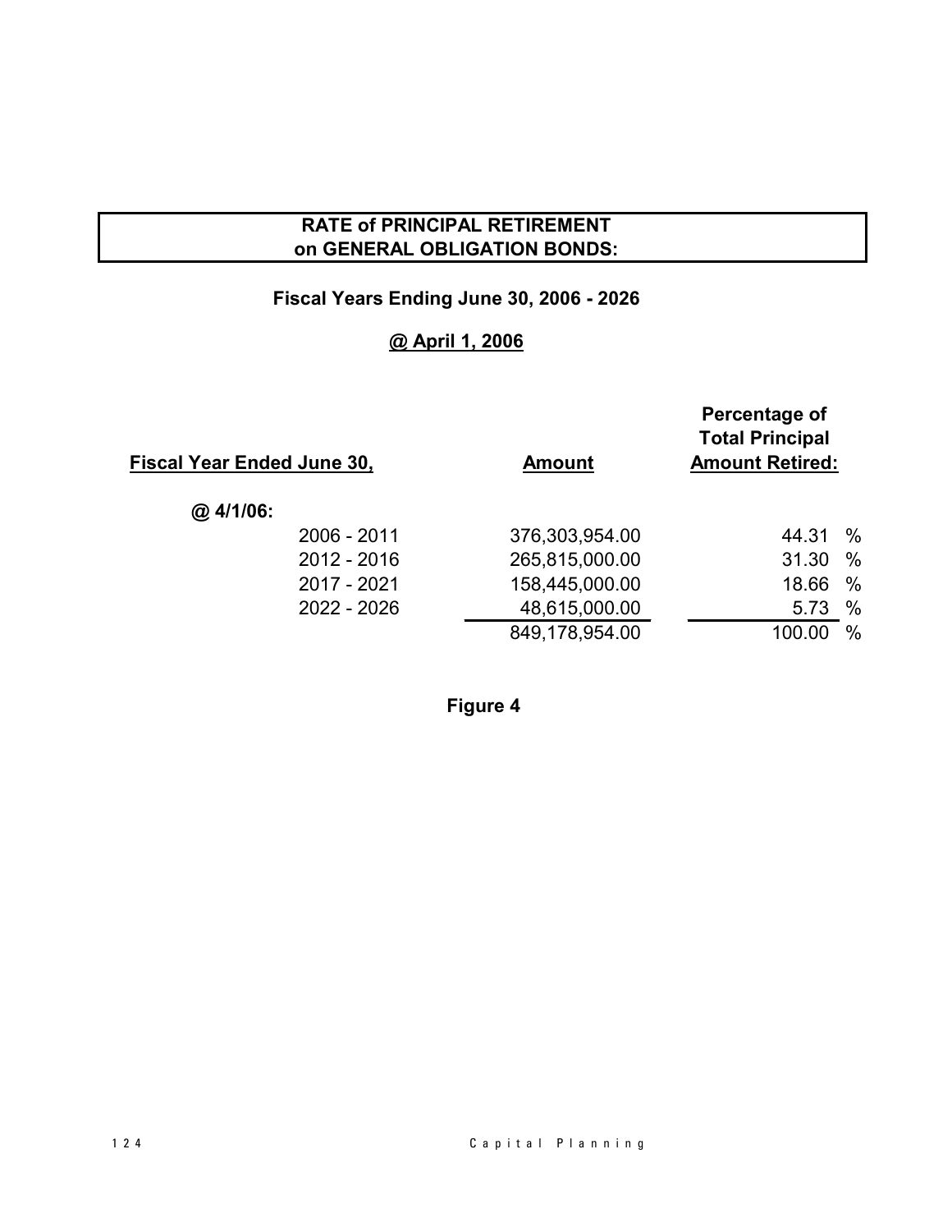# RATE of PRINCIPAL RETIREMENT on GENERAL OBLIGATION BONDS:

## Fiscal Years Ending June 30, 2006 - 2026

### @ April 1, 2006

| Fiscal Year Ended June 30, | Amount | Percentage of Total Principal Amount Retired: |
|---|---|---|
| **@ 4/1/06:** | | |
| 2006 - 2011 | 376,303,954.00 | 44.31 % |
| 2012 - 2016 | 265,815,000.00 | 31.30 % |
| 2017 - 2021 | 158,445,000.00 | 18.66 % |
| 2022 - 2026 | 48,615,000.00 | 5.73 % |
| | 849,178,954.00 | 100.00 % |

**Figure 4**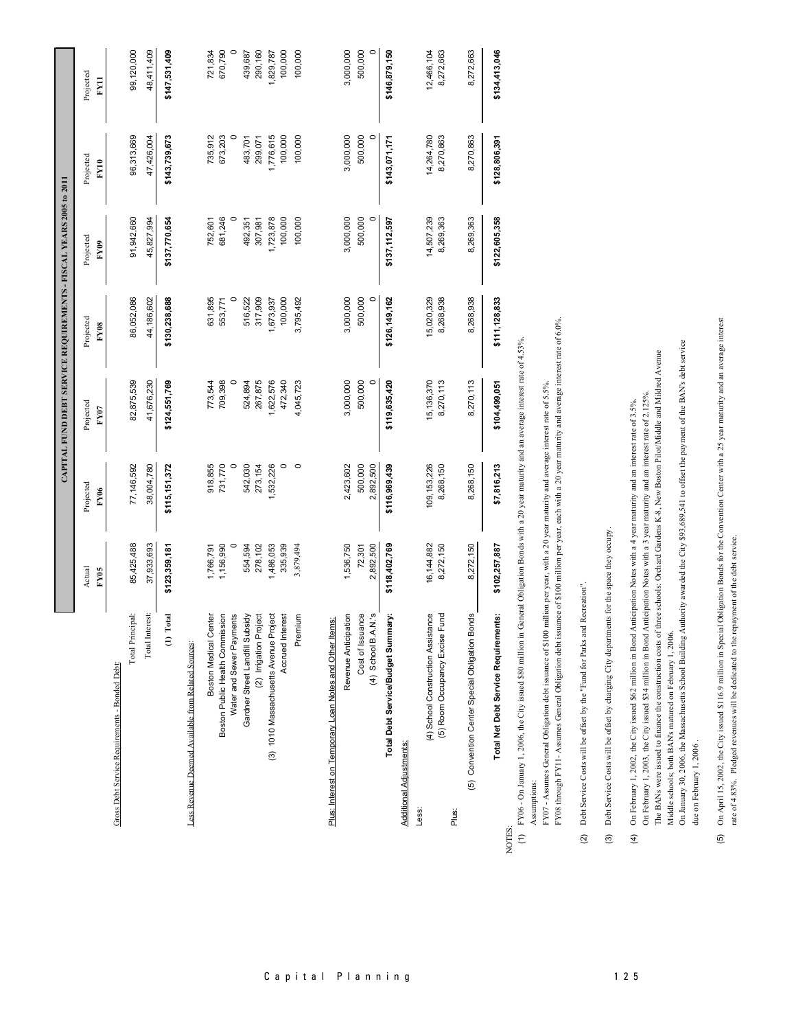## CAPITAL FUND DEBT SERVICE REQUIREMENTS - FISCAL YEARS 2005 to 2011

| | Actual FY05 | Projected FY06 | Projected FY07 | Projected FY08 | Projected FY09 | Projected FY10 | Projected FY11 |
|---|---|---|---|---|---|---|---|
| Gross Debt Service Requirements - Bonded Debt: | | | | | | | |
| Total Principal: | 85,425,488 | 77,146,592 | 82,875,539 | 86,052,086 | 91,942,660 | 96,313,669 | 99,120,000 |
| Total Interest: | 37,933,693 | 38,004,780 | 41,676,230 | 44,186,602 | 45,827,994 | 47,426,004 | 48,411,409 |
| (1) Total | $123,359,181 | $115,151,372 | $124,551,769 | $130,238,688 | $137,770,654 | $143,739,673 | $147,531,409 |
| Less Revenue Deemed Available from Related Sources: | | | | | | | |
| Boston Medical Center | 1,766,791 | 918,855 | 773,544 | 631,895 | 752,601 | 735,912 | 721,834 |
| Boston Public Health Commission | 1,156,990 | 731,770 | 709,398 | 553,771 | 681,246 | 673,203 | 670,790 |
| Water and Sewer Payments | 0 | 0 | 0 | 0 | 0 | 0 | 0 |
| Gardner Street Landfill Subsidy | 554,594 | 542,030 | 524,894 | 516,522 | 492,351 | 483,701 | 439,687 |
| (2) Irrigation Project | 278,102 | 273,154 | 267,875 | 317,909 | 307,981 | 299,071 | 290,160 |
| (3) 1010 Massachusetts Avenue Project | 1,486,053 | 1,532,226 | 1,622,576 | 1,673,937 | 1,723,878 | 1,776,615 | 1,829,787 |
| Accrued Interest | 335,939 | 0 | 472,340 | 100,000 | 100,000 | 100,000 | 100,000 |
| Premium | 3,879,494 | 0 | 4,045,723 | 3,795,492 | 100,000 | 100,000 | 100,000 |
| Plus: Interest on Temporary Loan Notes and Other Items: | | | | | | | |
| Revenue Anticipation | 1,536,750 | 2,423,602 | 3,000,000 | 3,000,000 | 3,000,000 | 3,000,000 | 3,000,000 |
| Cost of Issuance | 72,301 | 500,000 | 500,000 | 500,000 | 500,000 | 500,000 | 500,000 |
| (4) School B.A.N.'s | 2,892,500 | 2,892,500 | 0 | 0 | 0 | 0 | 0 |
| Total Debt Service/Budget Summary: | $118,402,769 | $116,969,439 | $119,635,420 | $126,149,162 | $137,112,597 | $143,071,171 | $146,879,150 |
| Additional Adjustments: | | | | | | | |
| Less: | | | | | | | |
| (4) School Construction Assistance | 16,144,882 | 109,153,226 | 15,136,370 | 15,020,329 | 14,507,239 | 14,264,780 | 12,466,104 |
| (5) Room Occupancy Excise Fund | 8,272,150 | 8,268,150 | 8,270,113 | 8,268,938 | 8,269,363 | 8,270,863 | 8,272,663 |
| Plus: | | | | | | | |
| (5) Convention Center Special Obligation Bonds | 8,272,150 | 8,268,150 | 8,270,113 | 8,268,938 | 8,269,363 | 8,270,863 | 8,272,663 |
| Total Net Debt Service Requirements: | $102,257,887 | $7,816,213 | $104,499,051 | $111,128,833 | $122,605,358 | $128,806,391 | $134,413,046 |

NOTES:

(1) FY06 - On January 1, 2006, the City issued $80 million in General Obligation Bonds with a 20 year maturity and an average interest rate of 4.53%.
Assumptions:
FY07 - Assumes General Obligation debt issuance of $100 million per year, with a 20 year maturity and average interest rate of 5.5%.
FY08 through FY11 - Assumes General Obligation debt issuance of $100 million per year, each with a 20 year maturity and average interest rate of 6.0%.

(2) Debt Service Costs will be offset by the "Fund for Parks and Recreation".

(3) Debt Service Costs will be offset by charging City departments for the space they occupy.

(4) On February 1, 2002, the City issued $62 million in Bond Anticipation Notes with a 4 year maturity and an interest rate of 3.5%.
On February 1, 2003, the City issued $34 million in Bond Anticipation Notes with a 3 year maturity and an interest rate of 2.125%.
The BANs were issued to finance the construction costs of three schools: Orchard Gardens K-8, New Boston Pilot/Middle and Mildred Avenue Middle schools; both BAN's matured on February 1, 2006.
On January 30, 2006, the Massachusetts School Building Authority awarded the City $93,689,541 to offset the payment of the BAN's debt service due on February 1, 2006.

(5) On April 15, 2002, the City issued $116.9 million in Special Obligation Bonds for the Convention Center with a 25 year maturity and an average interest rate of 4.83%. Pledged revenues will be dedicated to the repayment of the debt service.